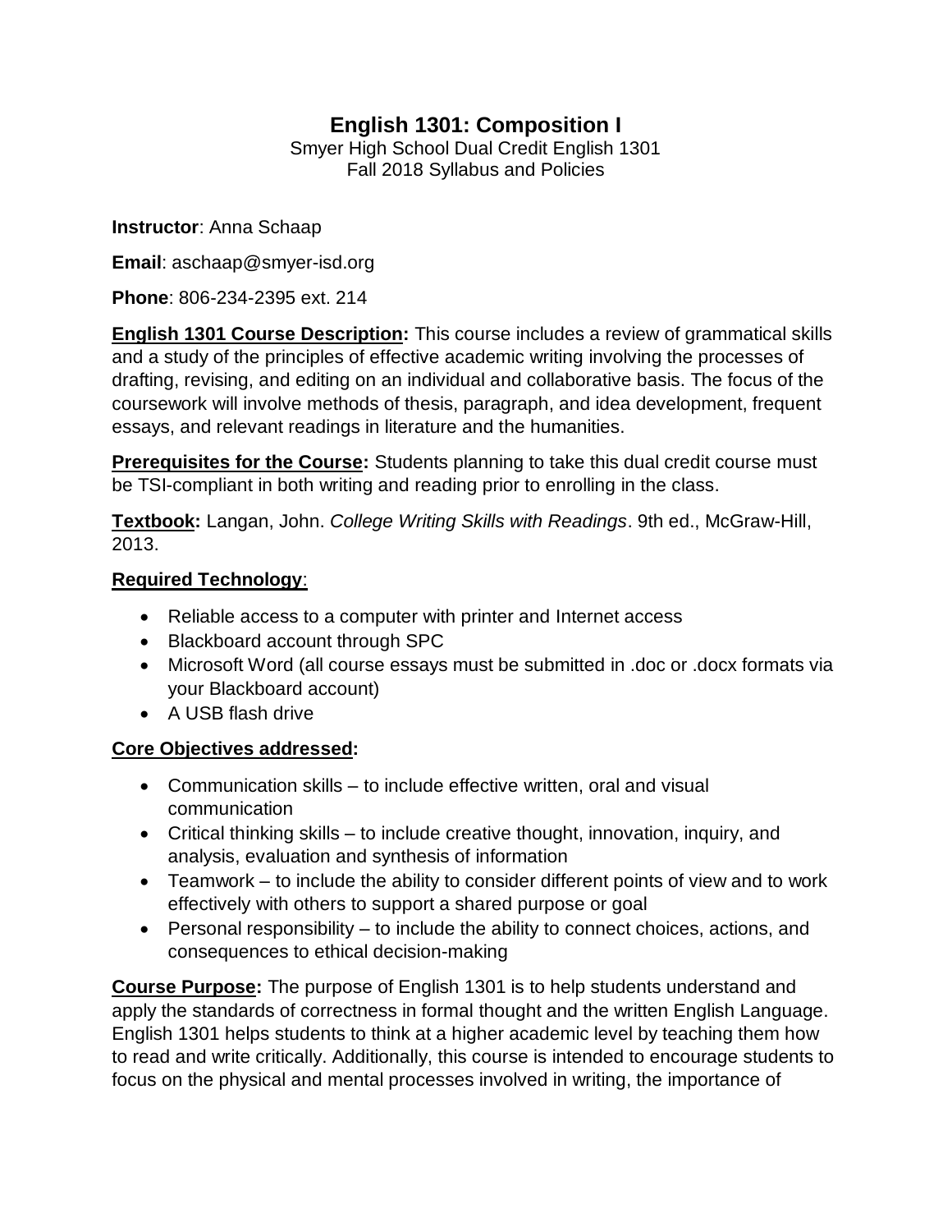# English 1301: Composition I

Smyer High School Dual Credit English 1301
Fall 2018 Syllabus and Policies

**Instructor**: Anna Schaap

**Email**: aschaap@smyer-isd.org

**Phone**: 806-234-2395 ext. 214

**English 1301 Course Description:** This course includes a review of grammatical skills and a study of the principles of effective academic writing involving the processes of drafting, revising, and editing on an individual and collaborative basis. The focus of the coursework will involve methods of thesis, paragraph, and idea development, frequent essays, and relevant readings in literature and the humanities.

**Prerequisites for the Course:** Students planning to take this dual credit course must be TSI-compliant in both writing and reading prior to enrolling in the class.

**Textbook:** Langan, John. *College Writing Skills with Readings*. 9th ed., McGraw-Hill, 2013.

**Required Technology**:

- Reliable access to a computer with printer and Internet access
- Blackboard account through SPC
- Microsoft Word (all course essays must be submitted in .doc or .docx formats via your Blackboard account)
- A USB flash drive

**Core Objectives addressed:**

- Communication skills – to include effective written, oral and visual communication
- Critical thinking skills – to include creative thought, innovation, inquiry, and analysis, evaluation and synthesis of information
- Teamwork – to include the ability to consider different points of view and to work effectively with others to support a shared purpose or goal
- Personal responsibility – to include the ability to connect choices, actions, and consequences to ethical decision-making

**Course Purpose:** The purpose of English 1301 is to help students understand and apply the standards of correctness in formal thought and the written English Language. English 1301 helps students to think at a higher academic level by teaching them how to read and write critically. Additionally, this course is intended to encourage students to focus on the physical and mental processes involved in writing, the importance of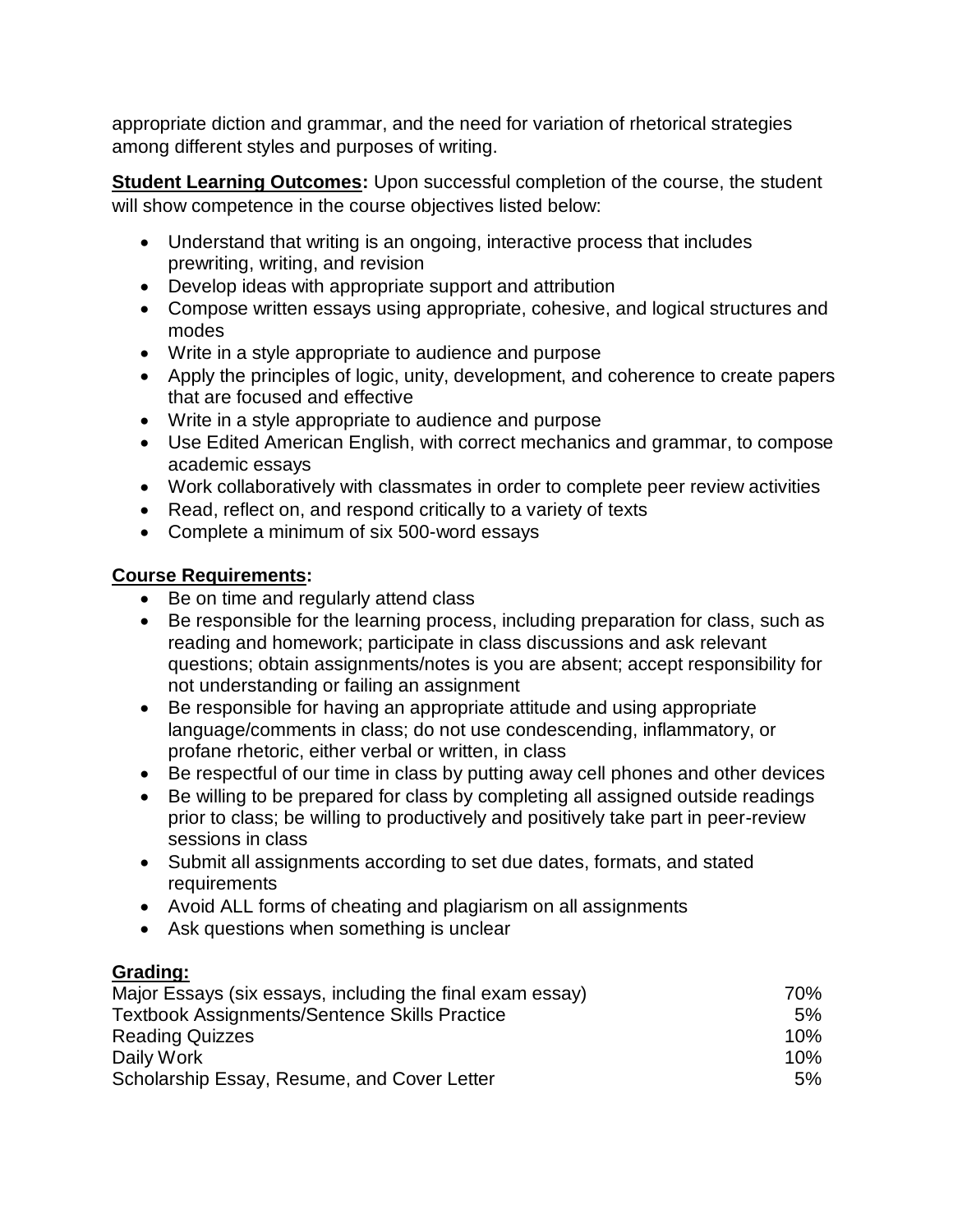appropriate diction and grammar, and the need for variation of rhetorical strategies among different styles and purposes of writing.

**Student Learning Outcomes:** Upon successful completion of the course, the student will show competence in the course objectives listed below:

- Understand that writing is an ongoing, interactive process that includes prewriting, writing, and revision
- Develop ideas with appropriate support and attribution
- Compose written essays using appropriate, cohesive, and logical structures and modes
- Write in a style appropriate to audience and purpose
- Apply the principles of logic, unity, development, and coherence to create papers that are focused and effective
- Write in a style appropriate to audience and purpose
- Use Edited American English, with correct mechanics and grammar, to compose academic essays
- Work collaboratively with classmates in order to complete peer review activities
- Read, reflect on, and respond critically to a variety of texts
- Complete a minimum of six 500-word essays

**Course Requirements:**

- Be on time and regularly attend class
- Be responsible for the learning process, including preparation for class, such as reading and homework; participate in class discussions and ask relevant questions; obtain assignments/notes is you are absent; accept responsibility for not understanding or failing an assignment
- Be responsible for having an appropriate attitude and using appropriate language/comments in class; do not use condescending, inflammatory, or profane rhetoric, either verbal or written, in class
- Be respectful of our time in class by putting away cell phones and other devices
- Be willing to be prepared for class by completing all assigned outside readings prior to class; be willing to productively and positively take part in peer-review sessions in class
- Submit all assignments according to set due dates, formats, and stated requirements
- Avoid ALL forms of cheating and plagiarism on all assignments
- Ask questions when something is unclear

**Grading:**

| | |
|---|---|
| Major Essays (six essays, including the final exam essay) | 70% |
| Textbook Assignments/Sentence Skills Practice | 5% |
| Reading Quizzes | 10% |
| Daily Work | 10% |
| Scholarship Essay, Resume, and Cover Letter | 5% |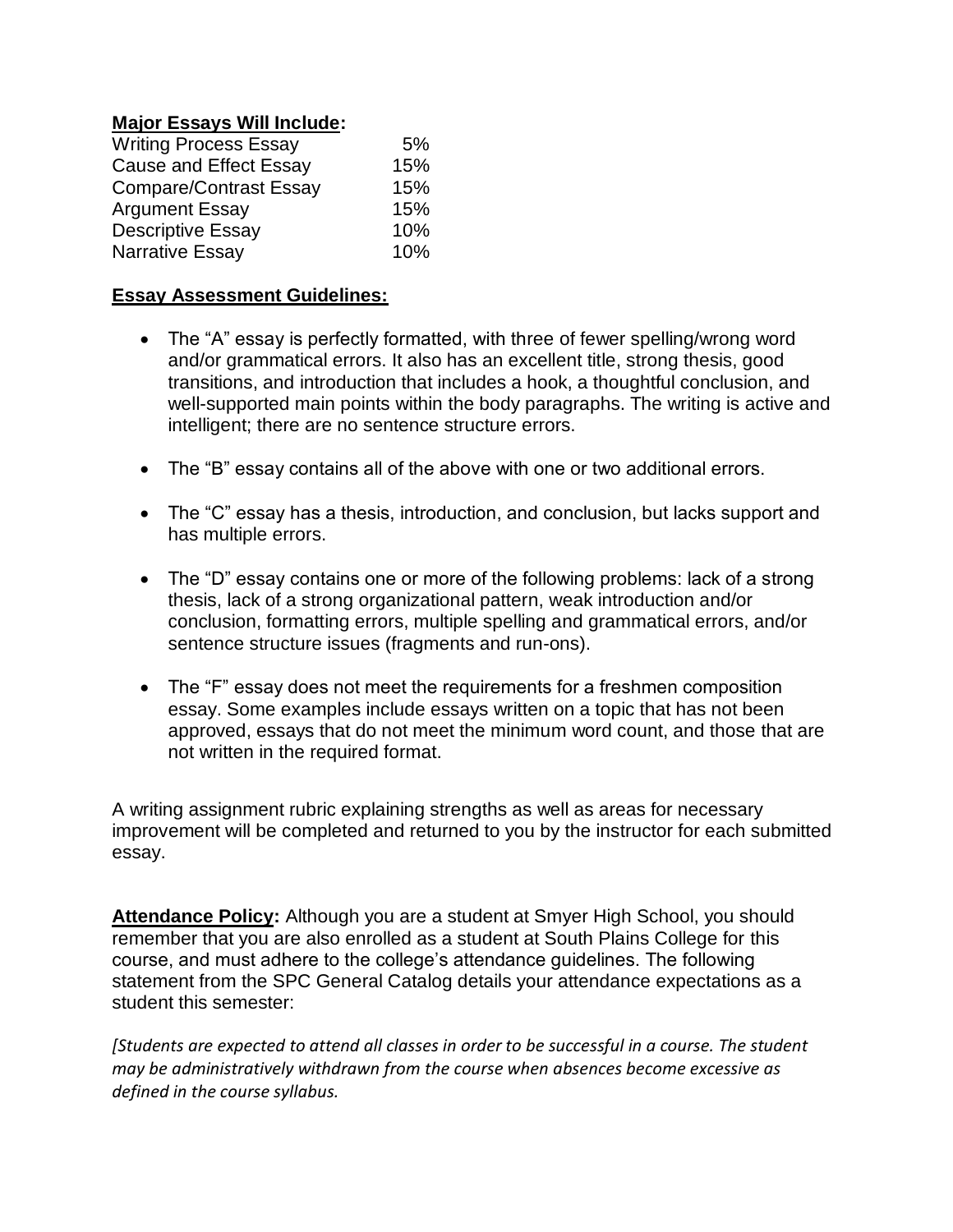**Major Essays Will Include:**

| | |
|---|---|
| Writing Process Essay | 5% |
| Cause and Effect Essay | 15% |
| Compare/Contrast Essay | 15% |
| Argument Essay | 15% |
| Descriptive Essay | 10% |
| Narrative Essay | 10% |

**Essay Assessment Guidelines:**

- The “A” essay is perfectly formatted, with three of fewer spelling/wrong word and/or grammatical errors. It also has an excellent title, strong thesis, good transitions, and introduction that includes a hook, a thoughtful conclusion, and well-supported main points within the body paragraphs. The writing is active and intelligent; there are no sentence structure errors.

- The “B” essay contains all of the above with one or two additional errors.

- The “C” essay has a thesis, introduction, and conclusion, but lacks support and has multiple errors.

- The “D” essay contains one or more of the following problems: lack of a strong thesis, lack of a strong organizational pattern, weak introduction and/or conclusion, formatting errors, multiple spelling and grammatical errors, and/or sentence structure issues (fragments and run-ons).

- The “F” essay does not meet the requirements for a freshmen composition essay. Some examples include essays written on a topic that has not been approved, essays that do not meet the minimum word count, and those that are not written in the required format.

A writing assignment rubric explaining strengths as well as areas for necessary improvement will be completed and returned to you by the instructor for each submitted essay.

**Attendance Policy:** Although you are a student at Smyer High School, you should remember that you are also enrolled as a student at South Plains College for this course, and must adhere to the college’s attendance guidelines. The following statement from the SPC General Catalog details your attendance expectations as a student this semester:

*[Students are expected to attend all classes in order to be successful in a course. The student may be administratively withdrawn from the course when absences become excessive as defined in the course syllabus.*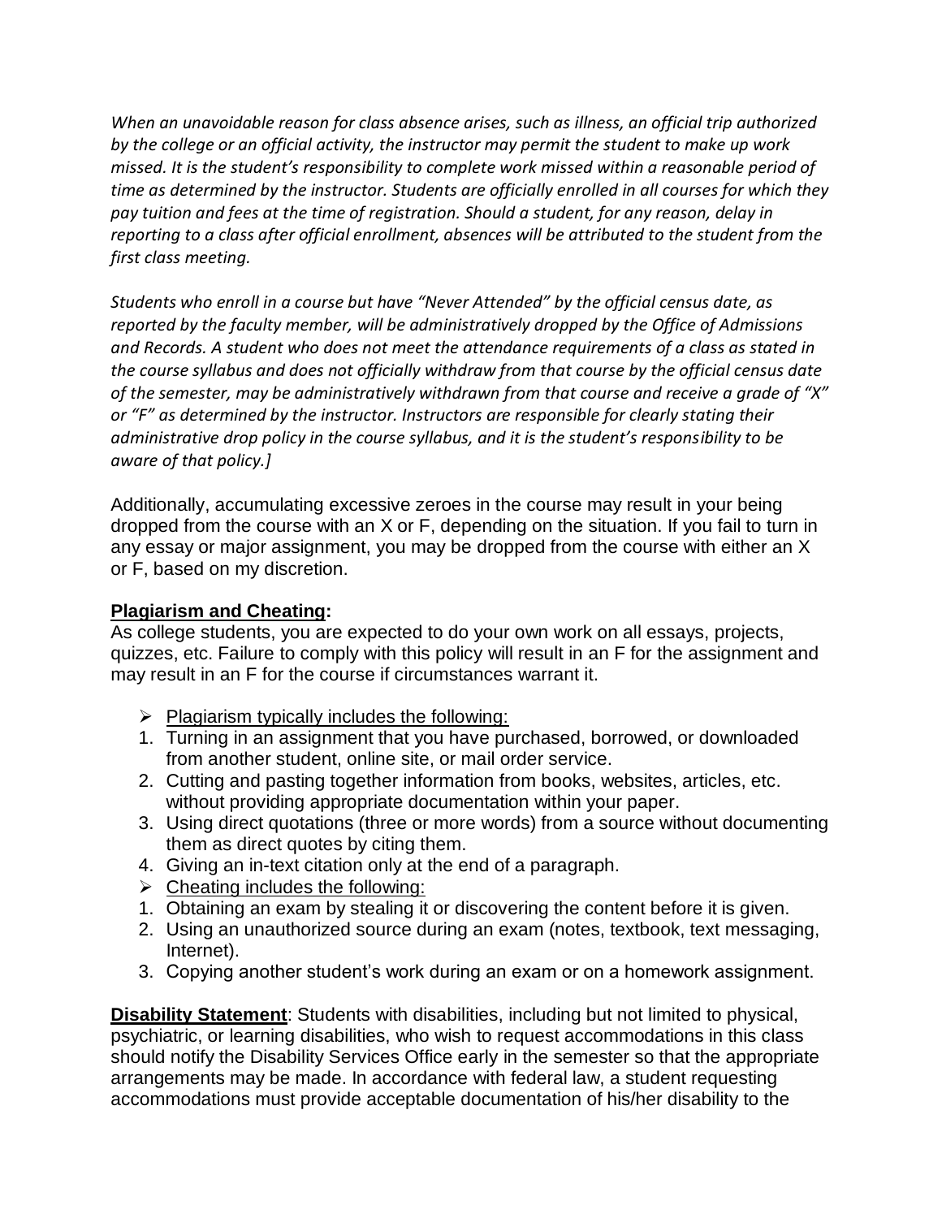*When an unavoidable reason for class absence arises, such as illness, an official trip authorized by the college or an official activity, the instructor may permit the student to make up work missed. It is the student's responsibility to complete work missed within a reasonable period of time as determined by the instructor. Students are officially enrolled in all courses for which they pay tuition and fees at the time of registration. Should a student, for any reason, delay in reporting to a class after official enrollment, absences will be attributed to the student from the first class meeting.*

*Students who enroll in a course but have "Never Attended" by the official census date, as reported by the faculty member, will be administratively dropped by the Office of Admissions and Records. A student who does not meet the attendance requirements of a class as stated in the course syllabus and does not officially withdraw from that course by the official census date of the semester, may be administratively withdrawn from that course and receive a grade of "X" or "F" as determined by the instructor. Instructors are responsible for clearly stating their administrative drop policy in the course syllabus, and it is the student's responsibility to be aware of that policy.]*

Additionally, accumulating excessive zeroes in the course may result in your being dropped from the course with an X or F, depending on the situation. If you fail to turn in any essay or major assignment, you may be dropped from the course with either an X or F, based on my discretion.

**Plagiarism and Cheating:**
As college students, you are expected to do your own work on all essays, projects, quizzes, etc. Failure to comply with this policy will result in an F for the assignment and may result in an F for the course if circumstances warrant it.

- Plagiarism typically includes the following:

1. Turning in an assignment that you have purchased, borrowed, or downloaded from another student, online site, or mail order service.
2. Cutting and pasting together information from books, websites, articles, etc. without providing appropriate documentation within your paper.
3. Using direct quotations (three or more words) from a source without documenting them as direct quotes by citing them.
4. Giving an in-text citation only at the end of a paragraph.

- Cheating includes the following:

1. Obtaining an exam by stealing it or discovering the content before it is given.
2. Using an unauthorized source during an exam (notes, textbook, text messaging, Internet).
3. Copying another student's work during an exam or on a homework assignment.

**Disability Statement**: Students with disabilities, including but not limited to physical, psychiatric, or learning disabilities, who wish to request accommodations in this class should notify the Disability Services Office early in the semester so that the appropriate arrangements may be made. In accordance with federal law, a student requesting accommodations must provide acceptable documentation of his/her disability to the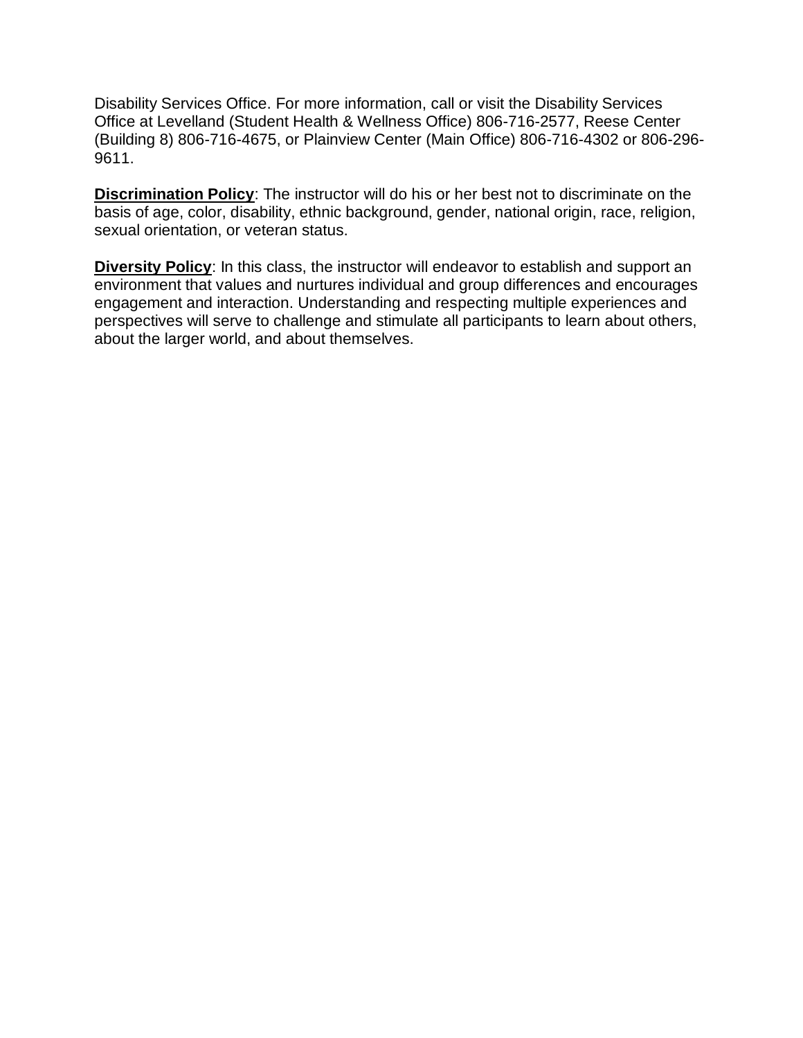Disability Services Office. For more information, call or visit the Disability Services Office at Levelland (Student Health & Wellness Office) 806-716-2577, Reese Center (Building 8) 806-716-4675, or Plainview Center (Main Office) 806-716-4302 or 806-296-9611.

**Discrimination Policy**: The instructor will do his or her best not to discriminate on the basis of age, color, disability, ethnic background, gender, national origin, race, religion, sexual orientation, or veteran status.

**Diversity Policy**: In this class, the instructor will endeavor to establish and support an environment that values and nurtures individual and group differences and encourages engagement and interaction. Understanding and respecting multiple experiences and perspectives will serve to challenge and stimulate all participants to learn about others, about the larger world, and about themselves.